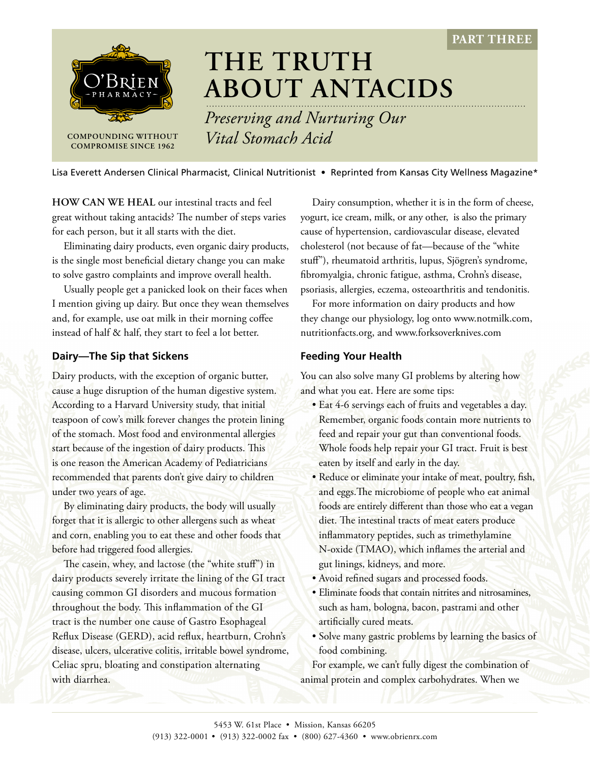PART THREE

# THE TRUTH ABOUT ANTACIDS

*Preserving and Nurturing Our Vital Stomach Acid*

COMPOUNDING WITHOUT COMPROMISE SINCE 1962

Lisa Everett Andersen Clinical Pharmacist, Clinical Nutritionist • Reprinted from Kansas City Wellness Magazine*

**HOW CAN WE HEAL** our intestinal tracts and feel great without taking antacids? The number of steps varies for each person, but it all starts with the diet.

Eliminating dairy products, even organic dairy products, is the single most beneficial dietary change you can make to solve gastro complaints and improve overall health.

Usually people get a panicked look on their faces when I mention giving up dairy. But once they wean themselves and, for example, use oat milk in their morning coffee instead of half & half, they start to feel a lot better.

### Dairy—The Sip that Sickens

Dairy products, with the exception of organic butter, cause a huge disruption of the human digestive system. According to a Harvard University study, that initial teaspoon of cow's milk forever changes the protein lining of the stomach. Most food and environmental allergies start because of the ingestion of dairy products. This is one reason the American Academy of Pediatricians recommended that parents don't give dairy to children under two years of age.

By eliminating dairy products, the body will usually forget that it is allergic to other allergens such as wheat and corn, enabling you to eat these and other foods that before had triggered food allergies.

The casein, whey, and lactose (the "white stuff") in dairy products severely irritate the lining of the GI tract causing common GI disorders and mucous formation throughout the body. This inflammation of the GI tract is the number one cause of Gastro Esophageal Reflux Disease (GERD), acid reflux, heartburn, Crohn's disease, ulcers, ulcerative colitis, irritable bowel syndrome, Celiac spru, bloating and constipation alternating with diarrhea.

Dairy consumption, whether it is in the form of cheese, yogurt, ice cream, milk, or any other, is also the primary cause of hypertension, cardiovascular disease, elevated cholesterol (not because of fat—because of the "white stuff"), rheumatoid arthritis, lupus, Sjögren's syndrome, fibromyalgia, chronic fatigue, asthma, Crohn's disease, psoriasis, allergies, eczema, osteoarthritis and tendonitis.

For more information on dairy products and how they change our physiology, log onto www.notmilk.com, nutritionfacts.org, and www.forksoverknives.com

### Feeding Your Health

You can also solve many GI problems by altering how and what you eat. Here are some tips:

- Eat 4-6 servings each of fruits and vegetables a day. Remember, organic foods contain more nutrients to feed and repair your gut than conventional foods. Whole foods help repair your GI tract. Fruit is best eaten by itself and early in the day.
- Reduce or eliminate your intake of meat, poultry, fish, and eggs.The microbiome of people who eat animal foods are entirely different than those who eat a vegan diet. The intestinal tracts of meat eaters produce inflammatory peptides, such as trimethylamine N-oxide (TMAO), which inflames the arterial and gut linings, kidneys, and more.
- Avoid refined sugars and processed foods.
- Eliminate foods that contain nitrites and nitrosamines, such as ham, bologna, bacon, pastrami and other artificially cured meats.
- Solve many gastric problems by learning the basics of food combining.

For example, we can't fully digest the combination of animal protein and complex carbohydrates. When we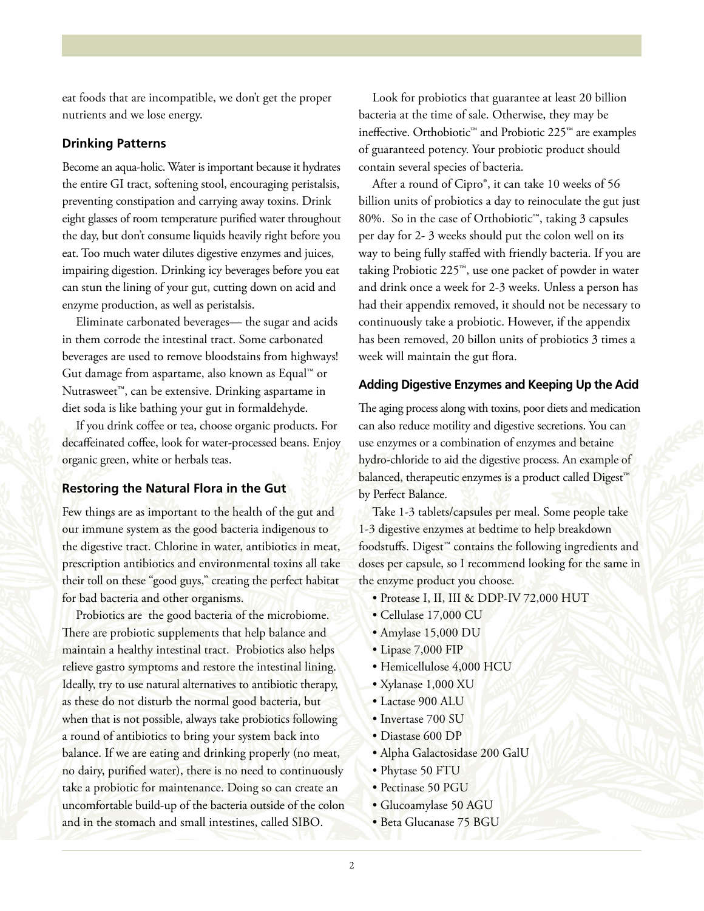eat foods that are incompatible, we don't get the proper nutrients and we lose energy.

### Drinking Patterns

Become an aqua-holic. Water is important because it hydrates the entire GI tract, softening stool, encouraging peristalsis, preventing constipation and carrying away toxins. Drink eight glasses of room temperature purified water throughout the day, but don't consume liquids heavily right before you eat. Too much water dilutes digestive enzymes and juices, impairing digestion. Drinking icy beverages before you eat can stun the lining of your gut, cutting down on acid and enzyme production, as well as peristalsis.

Eliminate carbonated beverages— the sugar and acids in them corrode the intestinal tract. Some carbonated beverages are used to remove bloodstains from highways! Gut damage from aspartame, also known as Equal™ or Nutrasweet™, can be extensive. Drinking aspartame in diet soda is like bathing your gut in formaldehyde.

If you drink coffee or tea, choose organic products. For decaffeinated coffee, look for water-processed beans. Enjoy organic green, white or herbals teas.

### Restoring the Natural Flora in the Gut

Few things are as important to the health of the gut and our immune system as the good bacteria indigenous to the digestive tract. Chlorine in water, antibiotics in meat, prescription antibiotics and environmental toxins all take their toll on these "good guys," creating the perfect habitat for bad bacteria and other organisms.

Probiotics are the good bacteria of the microbiome. There are probiotic supplements that help balance and maintain a healthy intestinal tract. Probiotics also helps relieve gastro symptoms and restore the intestinal lining. Ideally, try to use natural alternatives to antibiotic therapy, as these do not disturb the normal good bacteria, but when that is not possible, always take probiotics following a round of antibiotics to bring your system back into balance. If we are eating and drinking properly (no meat, no dairy, purified water), there is no need to continuously take a probiotic for maintenance. Doing so can create an uncomfortable build-up of the bacteria outside of the colon and in the stomach and small intestines, called SIBO.

Look for probiotics that guarantee at least 20 billion bacteria at the time of sale. Otherwise, they may be ineffective. Orthobiotic™ and Probiotic 225™ are examples of guaranteed potency. Your probiotic product should contain several species of bacteria.

After a round of Cipro®, it can take 10 weeks of 56 billion units of probiotics a day to reinoculate the gut just 80%. So in the case of Orthobiotic™, taking 3 capsules per day for 2- 3 weeks should put the colon well on its way to being fully staffed with friendly bacteria. If you are taking Probiotic 225™, use one packet of powder in water and drink once a week for 2-3 weeks. Unless a person has had their appendix removed, it should not be necessary to continuously take a probiotic. However, if the appendix has been removed, 20 billon units of probiotics 3 times a week will maintain the gut flora.

### Adding Digestive Enzymes and Keeping Up the Acid

The aging process along with toxins, poor diets and medication can also reduce motility and digestive secretions. You can use enzymes or a combination of enzymes and betaine hydro-chloride to aid the digestive process. An example of balanced, therapeutic enzymes is a product called Digest™ by Perfect Balance.

Take 1-3 tablets/capsules per meal. Some people take 1-3 digestive enzymes at bedtime to help breakdown foodstuffs. Digest™ contains the following ingredients and doses per capsule, so I recommend looking for the same in the enzyme product you choose.

- Protease I, II, III & DDP-IV 72,000 HUT
- Cellulase 17,000 CU
- Amylase 15,000 DU
- Lipase 7,000 FIP
- Hemicellulose 4,000 HCU
- Xylanase 1,000 XU
- Lactase 900 ALU
- Invertase 700 SU
- Diastase 600 DP
- Alpha Galactosidase 200 GalU
- Phytase 50 FTU
- Pectinase 50 PGU
- Glucoamylase 50 AGU
- Beta Glucanase 75 BGU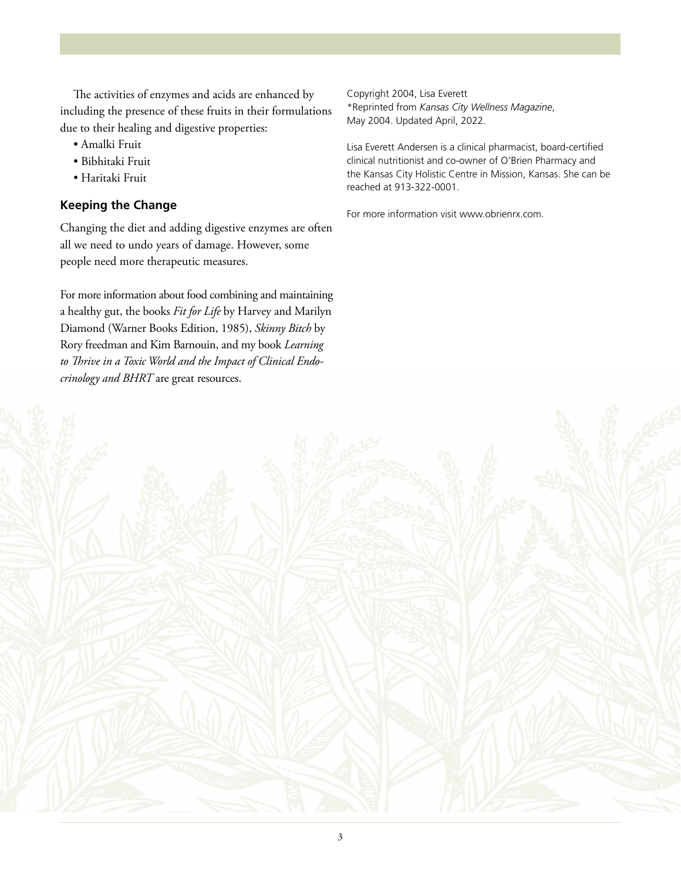The activities of enzymes and acids are enhanced by including the presence of these fruits in their formulations due to their healing and digestive properties:

- Amalki Fruit
- Bibhitaki Fruit
- Haritaki Fruit

## Keeping the Change

Changing the diet and adding digestive enzymes are often all we need to undo years of damage. However, some people need more therapeutic measures.

For more information about food combining and maintaining a healthy gut, the books *Fit for Life* by Harvey and Marilyn Diamond (Warner Books Edition, 1985), *Skinny Bitch* by Rory freedman and Kim Barnouin, and my book *Learning to Thrive in a Toxic World and the Impact of Clinical Endocrinology and BHRT* are great resources.

Copyright 2004, Lisa Everett
*Reprinted from *Kansas City Wellness Magazine*, May 2004. Updated April, 2022.

Lisa Everett Andersen is a clinical pharmacist, board-certified clinical nutritionist and co-owner of O'Brien Pharmacy and the Kansas City Holistic Centre in Mission, Kansas. She can be reached at 913-322-0001.

For more information visit www.obrienrx.com.